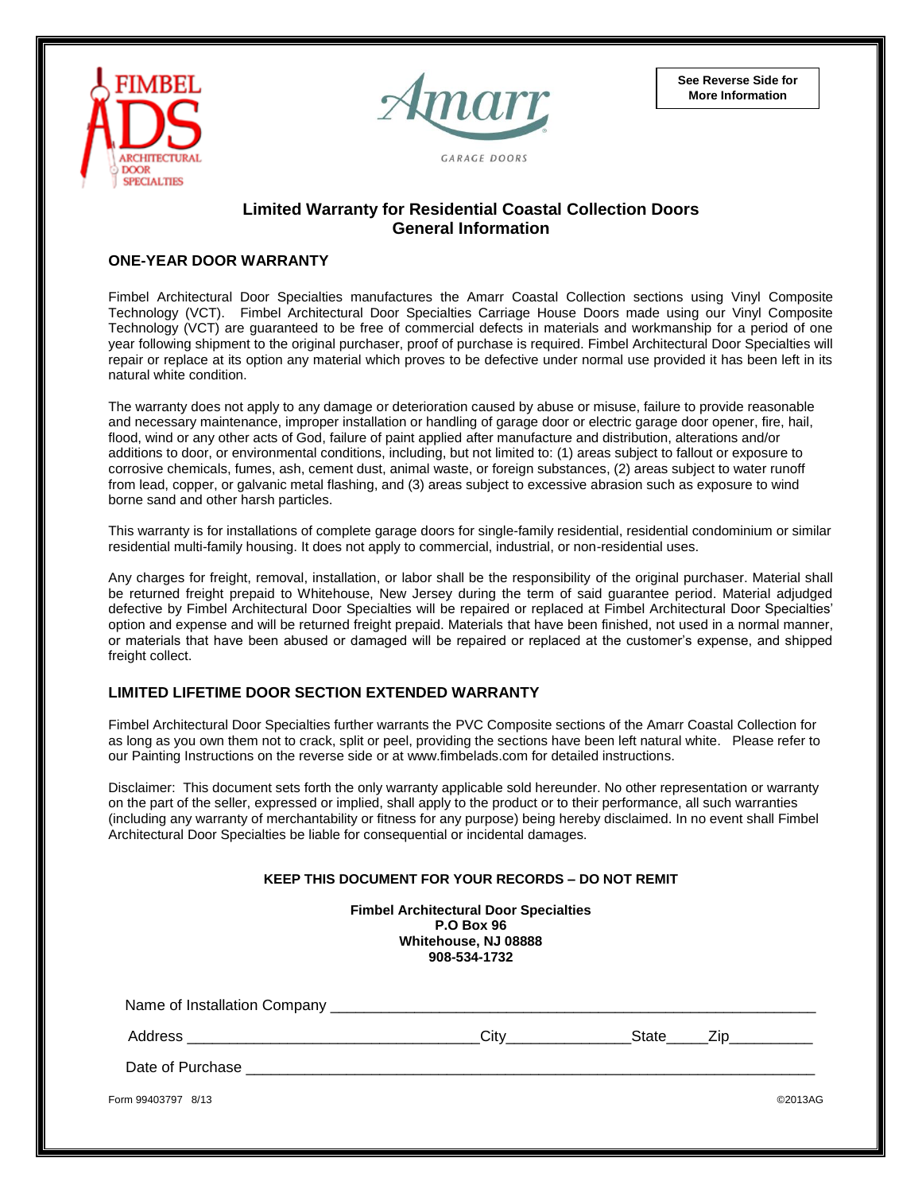See Reverse Side for More Information

# Limited Warranty for Residential Coastal Collection Doors
# General Information

## ONE-YEAR DOOR WARRANTY

Fimbel Architectural Door Specialties manufactures the Amarr Coastal Collection sections using Vinyl Composite Technology (VCT). Fimbel Architectural Door Specialties Carriage House Doors made using our Vinyl Composite Technology (VCT) are guaranteed to be free of commercial defects in materials and workmanship for a period of one year following shipment to the original purchaser, proof of purchase is required. Fimbel Architectural Door Specialties will repair or replace at its option any material which proves to be defective under normal use provided it has been left in its natural white condition.

The warranty does not apply to any damage or deterioration caused by abuse or misuse, failure to provide reasonable and necessary maintenance, improper installation or handling of garage door or electric garage door opener, fire, hail, flood, wind or any other acts of God, failure of paint applied after manufacture and distribution, alterations and/or additions to door, or environmental conditions, including, but not limited to: (1) areas subject to fallout or exposure to corrosive chemicals, fumes, ash, cement dust, animal waste, or foreign substances, (2) areas subject to water runoff from lead, copper, or galvanic metal flashing, and (3) areas subject to excessive abrasion such as exposure to wind borne sand and other harsh particles.

This warranty is for installations of complete garage doors for single-family residential, residential condominium or similar residential multi-family housing. It does not apply to commercial, industrial, or non-residential uses.

Any charges for freight, removal, installation, or labor shall be the responsibility of the original purchaser. Material shall be returned freight prepaid to Whitehouse, New Jersey during the term of said guarantee period. Material adjudged defective by Fimbel Architectural Door Specialties will be repaired or replaced at Fimbel Architectural Door Specialties' option and expense and will be returned freight prepaid. Materials that have been finished, not used in a normal manner, or materials that have been abused or damaged will be repaired or replaced at the customer's expense, and shipped freight collect.

## LIMITED LIFETIME DOOR SECTION EXTENDED WARRANTY

Fimbel Architectural Door Specialties further warrants the PVC Composite sections of the Amarr Coastal Collection for as long as you own them not to crack, split or peel, providing the sections have been left natural white. Please refer to our Painting Instructions on the reverse side or at www.fimbelads.com for detailed instructions.

Disclaimer: This document sets forth the only warranty applicable sold hereunder. No other representation or warranty on the part of the seller, expressed or implied, shall apply to the product or to their performance, all such warranties (including any warranty of merchantability or fitness for any purpose) being hereby disclaimed. In no event shall Fimbel Architectural Door Specialties be liable for consequential or incidental damages.

**KEEP THIS DOCUMENT FOR YOUR RECORDS – DO NOT REMIT**

**Fimbel Architectural Door Specialties**
**P.O Box 96**
**Whitehouse, NJ 08888**
**908-534-1732**

Name of Installation Company ____________________________________________

Address ______________________________ City ______________ State _____ Zip __________

Date of Purchase ____________________________________________

Form 99403797 8/13 ©2013AG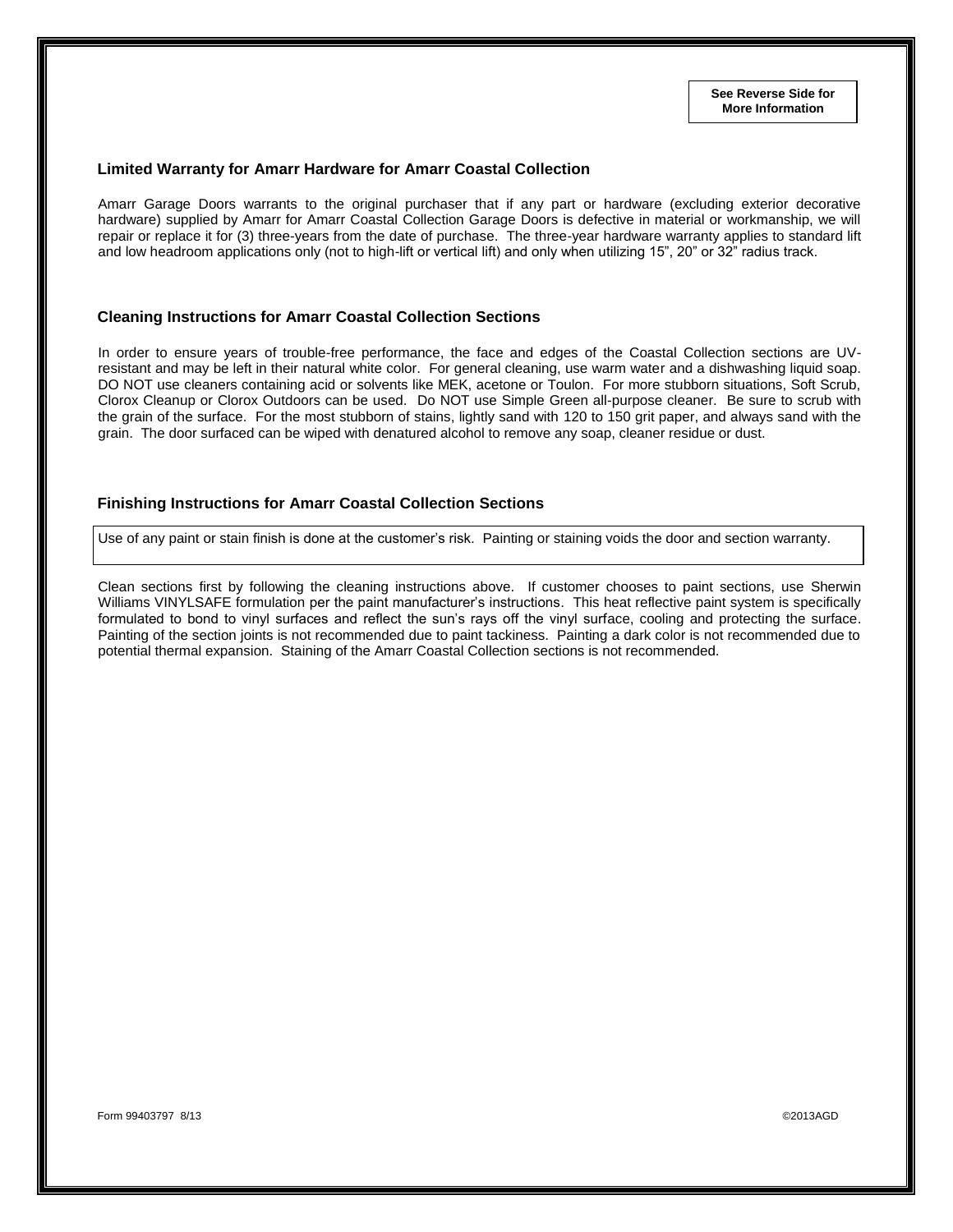See Reverse Side for More Information

## Limited Warranty for Amarr Hardware for Amarr Coastal Collection

Amarr Garage Doors warrants to the original purchaser that if any part or hardware (excluding exterior decorative hardware) supplied by Amarr for Amarr Coastal Collection Garage Doors is defective in material or workmanship, we will repair or replace it for (3) three-years from the date of purchase. The three-year hardware warranty applies to standard lift and low headroom applications only (not to high-lift or vertical lift) and only when utilizing 15", 20" or 32" radius track.

## Cleaning Instructions for Amarr Coastal Collection Sections

In order to ensure years of trouble-free performance, the face and edges of the Coastal Collection sections are UV-resistant and may be left in their natural white color. For general cleaning, use warm water and a dishwashing liquid soap. DO NOT use cleaners containing acid or solvents like MEK, acetone or Toulon. For more stubborn situations, Soft Scrub, Clorox Cleanup or Clorox Outdoors can be used. Do NOT use Simple Green all-purpose cleaner. Be sure to scrub with the grain of the surface. For the most stubborn of stains, lightly sand with 120 to 150 grit paper, and always sand with the grain. The door surfaced can be wiped with denatured alcohol to remove any soap, cleaner residue or dust.

## Finishing Instructions for Amarr Coastal Collection Sections

Use of any paint or stain finish is done at the customer's risk. Painting or staining voids the door and section warranty.

Clean sections first by following the cleaning instructions above. If customer chooses to paint sections, use Sherwin Williams VINYLSAFE formulation per the paint manufacturer's instructions. This heat reflective paint system is specifically formulated to bond to vinyl surfaces and reflect the sun's rays off the vinyl surface, cooling and protecting the surface. Painting of the section joints is not recommended due to paint tackiness. Painting a dark color is not recommended due to potential thermal expansion. Staining of the Amarr Coastal Collection sections is not recommended.

Form 99403797 8/13 ©2013AGD